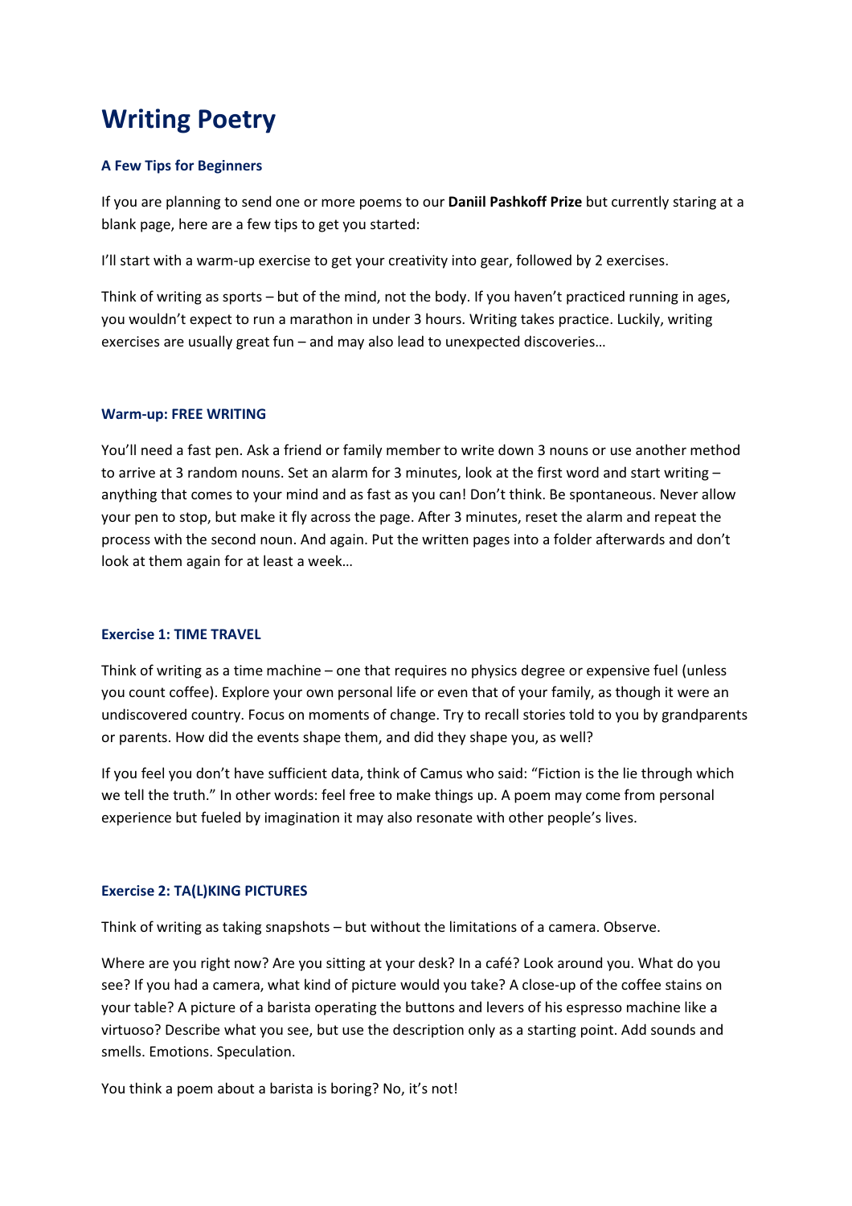# Writing Poetry

### A Few Tips for Beginners

If you are planning to send one or more poems to our **Daniil Pashkoff Prize** but currently staring at a blank page, here are a few tips to get you started:

I'll start with a warm-up exercise to get your creativity into gear, followed by 2 exercises.

Think of writing as sports – but of the mind, not the body. If you haven't practiced running in ages, you wouldn't expect to run a marathon in under 3 hours. Writing takes practice. Luckily, writing exercises are usually great fun – and may also lead to unexpected discoveries…

### Warm-up: FREE WRITING

You'll need a fast pen. Ask a friend or family member to write down 3 nouns or use another method to arrive at 3 random nouns. Set an alarm for 3 minutes, look at the first word and start writing – anything that comes to your mind and as fast as you can! Don't think. Be spontaneous. Never allow your pen to stop, but make it fly across the page. After 3 minutes, reset the alarm and repeat the process with the second noun. And again. Put the written pages into a folder afterwards and don't look at them again for at least a week…

### Exercise 1: TIME TRAVEL

Think of writing as a time machine – one that requires no physics degree or expensive fuel (unless you count coffee). Explore your own personal life or even that of your family, as though it were an undiscovered country. Focus on moments of change. Try to recall stories told to you by grandparents or parents. How did the events shape them, and did they shape you, as well?

If you feel you don't have sufficient data, think of Camus who said: "Fiction is the lie through which we tell the truth." In other words: feel free to make things up. A poem may come from personal experience but fueled by imagination it may also resonate with other people's lives.

### Exercise 2: TA(L)KING PICTURES

Think of writing as taking snapshots – but without the limitations of a camera. Observe.

Where are you right now? Are you sitting at your desk? In a café? Look around you. What do you see? If you had a camera, what kind of picture would you take? A close-up of the coffee stains on your table? A picture of a barista operating the buttons and levers of his espresso machine like a virtuoso? Describe what you see, but use the description only as a starting point. Add sounds and smells. Emotions. Speculation.

You think a poem about a barista is boring? No, it's not!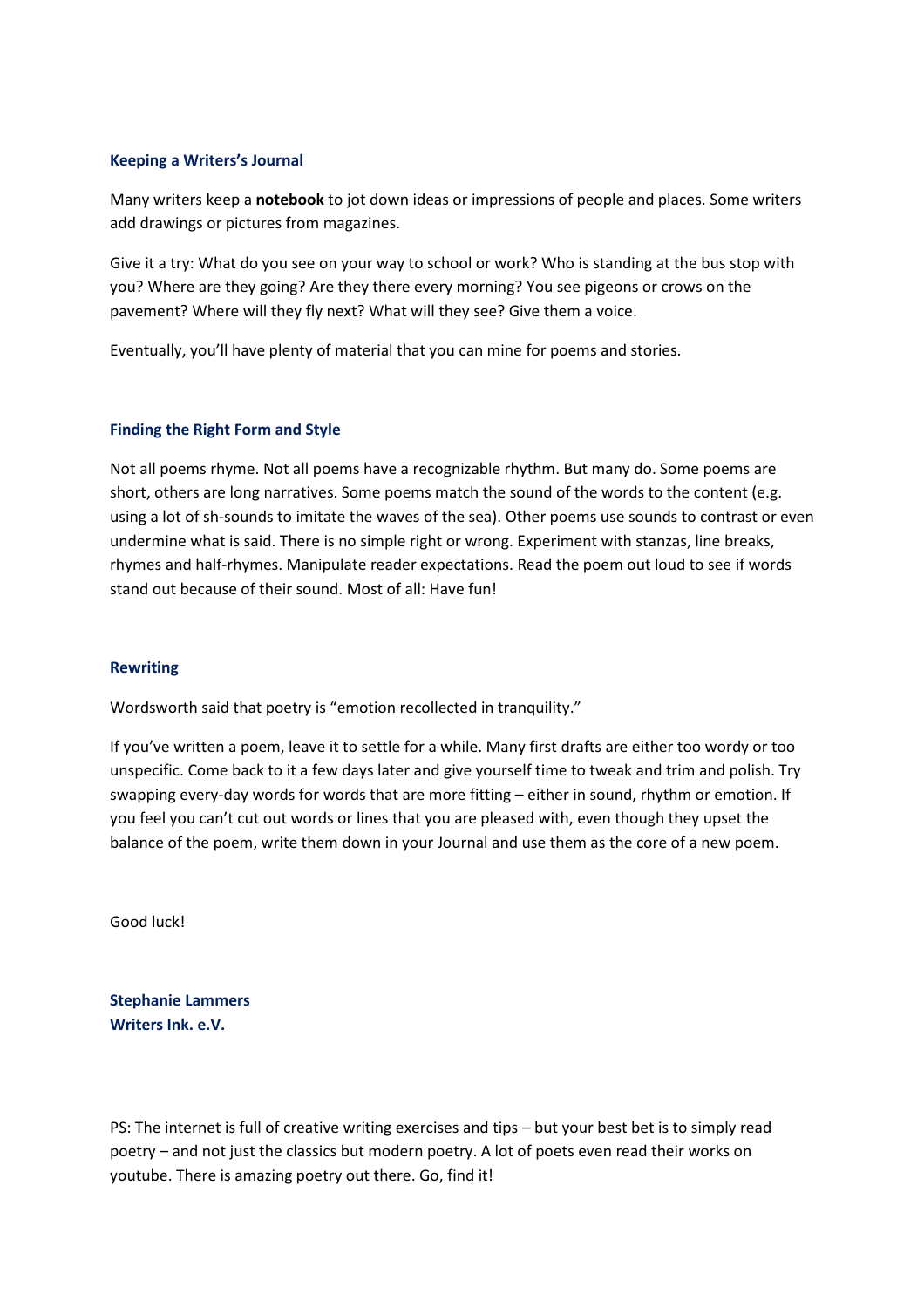### Keeping a Writers's Journal

Many writers keep a **notebook** to jot down ideas or impressions of people and places. Some writers add drawings or pictures from magazines.

Give it a try: What do you see on your way to school or work? Who is standing at the bus stop with you? Where are they going? Are they there every morning? You see pigeons or crows on the pavement? Where will they fly next? What will they see? Give them a voice.

Eventually, you'll have plenty of material that you can mine for poems and stories.

### Finding the Right Form and Style

Not all poems rhyme. Not all poems have a recognizable rhythm. But many do. Some poems are short, others are long narratives. Some poems match the sound of the words to the content (e.g. using a lot of sh-sounds to imitate the waves of the sea). Other poems use sounds to contrast or even undermine what is said. There is no simple right or wrong. Experiment with stanzas, line breaks, rhymes and half-rhymes. Manipulate reader expectations. Read the poem out loud to see if words stand out because of their sound. Most of all: Have fun!

### Rewriting

Wordsworth said that poetry is "emotion recollected in tranquility."

If you've written a poem, leave it to settle for a while. Many first drafts are either too wordy or too unspecific. Come back to it a few days later and give yourself time to tweak and trim and polish. Try swapping every-day words for words that are more fitting – either in sound, rhythm or emotion. If you feel you can't cut out words or lines that you are pleased with, even though they upset the balance of the poem, write them down in your Journal and use them as the core of a new poem.

Good luck!

**Stephanie Lammers**
**Writers Ink. e.V.**

PS: The internet is full of creative writing exercises and tips – but your best bet is to simply read poetry – and not just the classics but modern poetry. A lot of poets even read their works on youtube. There is amazing poetry out there. Go, find it!